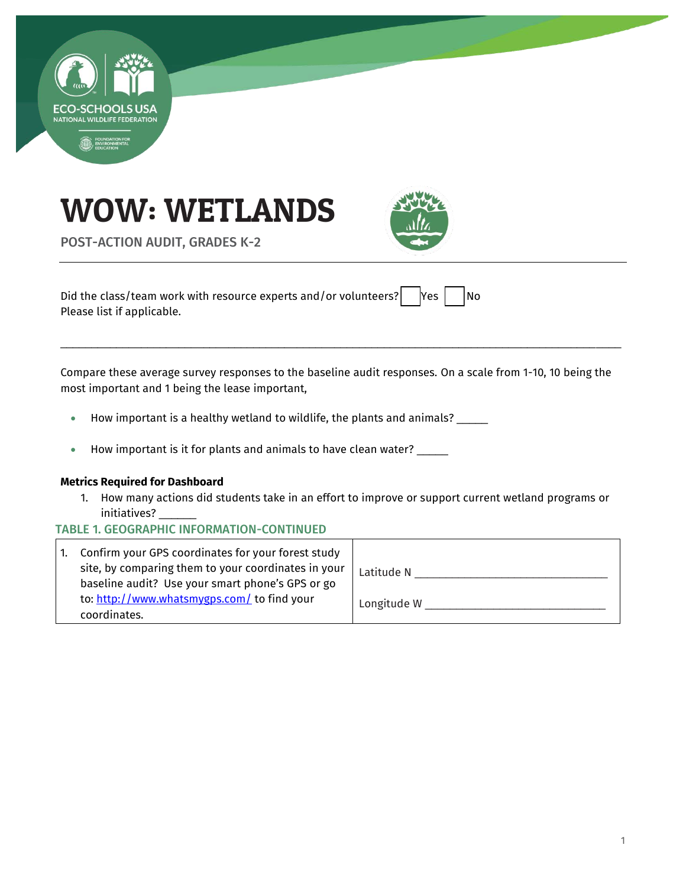# WOW: WETLANDS

POST-ACTION AUDIT, GRADES K-2

Did the class/team work with resource experts and/or volunteers? ☐ Yes ☐ No
Please list if applicable.

_______________________________________________________________________________________________

Compare these average survey responses to the baseline audit responses. On a scale from 1-10, 10 being the most important and 1 being the lease important,

- How important is a healthy wetland to wildlife, the plants and animals? _____
- How important is it for plants and animals to have clean water? _____

**Metrics Required for Dashboard**

1. How many actions did students take in an effort to improve or support current wetland programs or initiatives? ______

### TABLE 1. GEOGRAPHIC INFORMATION-CONTINUED

| | |
|---|---|
| 1. Confirm your GPS coordinates for your forest study site, by comparing them to your coordinates in your baseline audit? Use your smart phone's GPS or go to: http://www.whatsmygps.com/ to find your coordinates. | Latitude N ______________________________<br><br>Longitude W _____________________________ |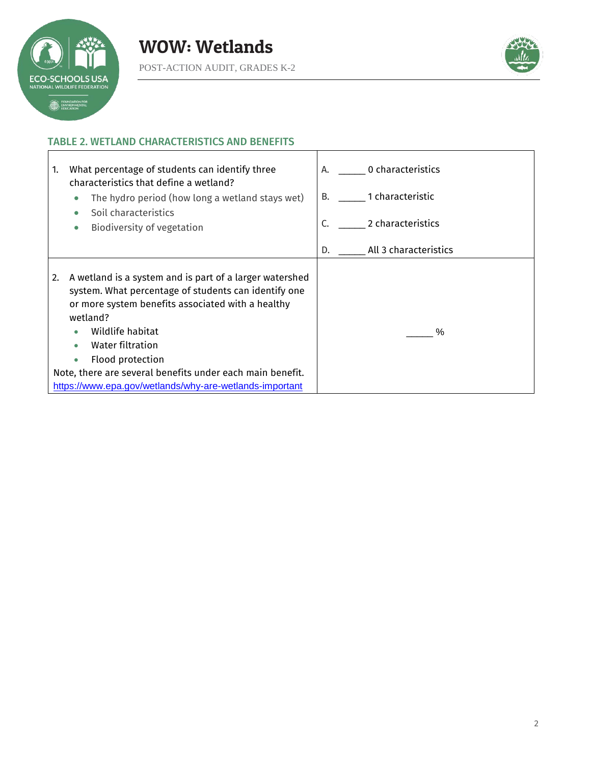### TABLE 2. WETLAND CHARACTERISTICS AND BENEFITS

| | |
|---|---|
| 1. What percentage of students can identify three characteristics that define a wetland?<br>• The hydro period (how long a wetland stays wet)<br>• Soil characteristics<br>• Biodiversity of vegetation | A. _____ 0 characteristics<br>B. _____ 1 characteristic<br>C. _____ 2 characteristics<br>D. _____ All 3 characteristics |
| 2. A wetland is a system and is part of a larger watershed system. What percentage of students can identify one or more system benefits associated with a healthy wetland?<br>• Wildlife habitat<br>• Water filtration<br>• Flood protection<br>Note, there are several benefits under each main benefit. https://www.epa.gov/wetlands/why-are-wetlands-important | _____ % |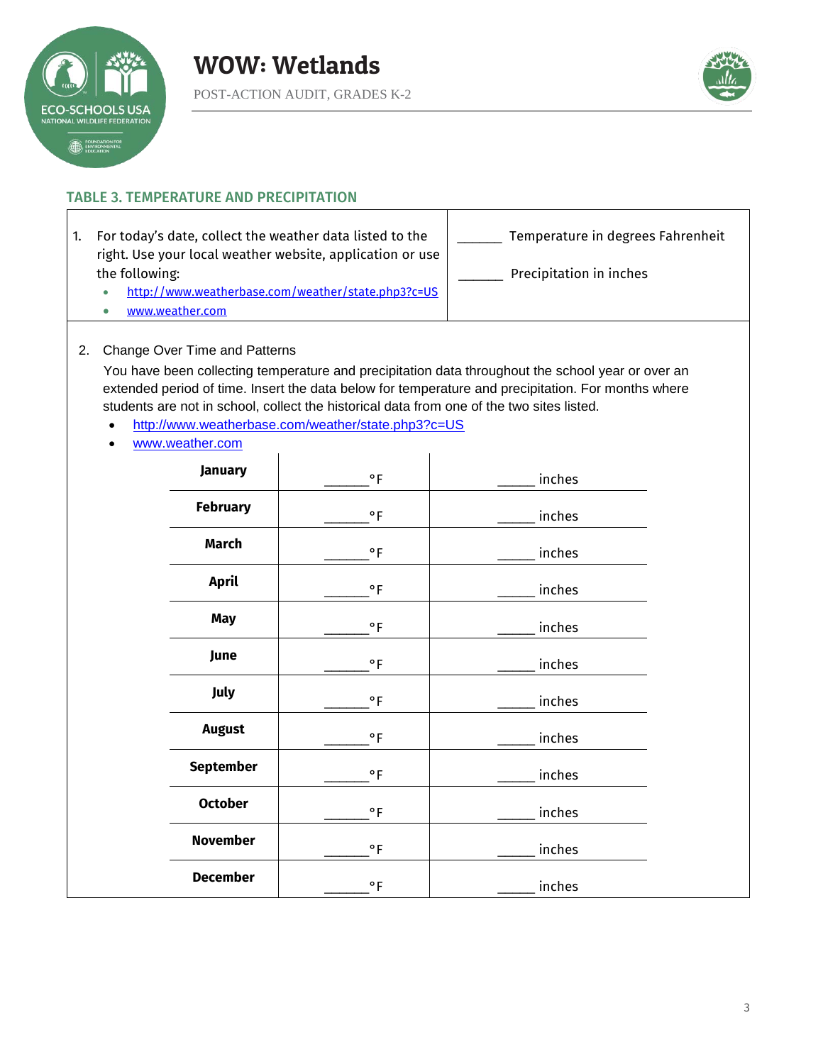### TABLE 3. TEMPERATURE AND PRECIPITATION

| | |
|---|---|
| 1. For today's date, collect the weather data listed to the right. Use your local weather website, application or use the following:<br>• [http://www.weatherbase.com/weather/state.php3?c=US](http://www.weatherbase.com/weather/state.php3?c=US)<br>• [www.weather.com](http://www.weather.com) | ______ Temperature in degrees Fahrenheit<br><br>______ Precipitation in inches |

2. Change Over Time and Patterns

   You have been collecting temperature and precipitation data throughout the school year or over an extended period of time. Insert the data below for temperature and precipitation. For months where students are not in school, collect the historical data from one of the two sites listed.

   - [http://www.weatherbase.com/weather/state.php3?c=US](http://www.weatherbase.com/weather/state.php3?c=US)
   - [www.weather.com](http://www.weather.com)

| Month | Temperature | Precipitation |
|---|---|---|
| **January** | ______°F | _____ inches |
| **February** | ______°F | _____ inches |
| **March** | ______°F | _____ inches |
| **April** | ______°F | _____ inches |
| **May** | ______°F | _____ inches |
| **June** | ______°F | _____ inches |
| **July** | ______°F | _____ inches |
| **August** | ______°F | _____ inches |
| **September** | ______°F | _____ inches |
| **October** | ______°F | _____ inches |
| **November** | ______°F | _____ inches |
| **December** | ______°F | _____ inches |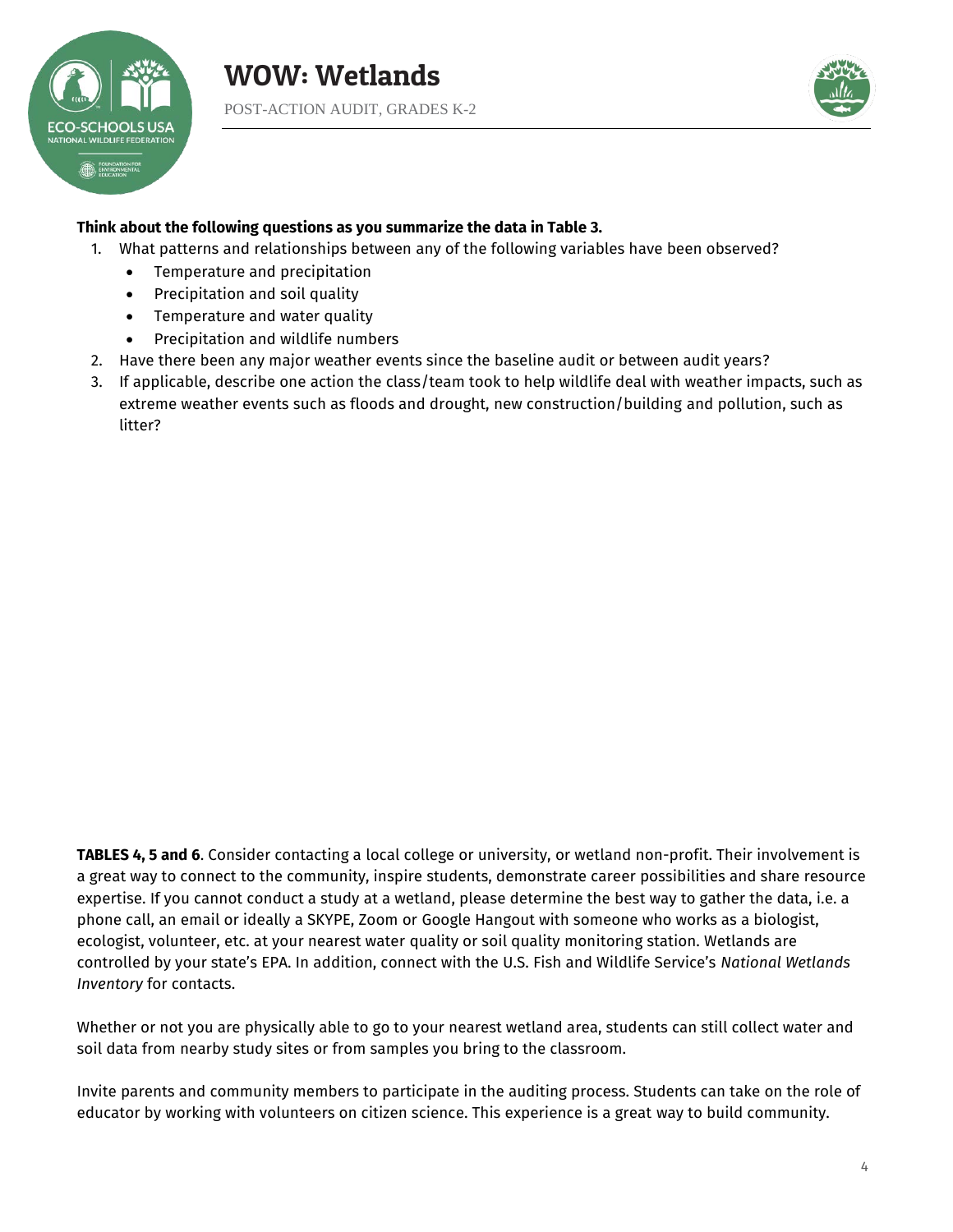**Think about the following questions as you summarize the data in Table 3.**

1. What patterns and relationships between any of the following variables have been observed?
   - Temperature and precipitation
   - Precipitation and soil quality
   - Temperature and water quality
   - Precipitation and wildlife numbers
2. Have there been any major weather events since the baseline audit or between audit years?
3. If applicable, describe one action the class/team took to help wildlife deal with weather impacts, such as extreme weather events such as floods and drought, new construction/building and pollution, such as litter?

**TABLES 4, 5 and 6**. Consider contacting a local college or university, or wetland non-profit. Their involvement is a great way to connect to the community, inspire students, demonstrate career possibilities and share resource expertise. If you cannot conduct a study at a wetland, please determine the best way to gather the data, i.e. a phone call, an email or ideally a SKYPE, Zoom or Google Hangout with someone who works as a biologist, ecologist, volunteer, etc. at your nearest water quality or soil quality monitoring station. Wetlands are controlled by your state's EPA. In addition, connect with the U.S. Fish and Wildlife Service's *National Wetlands Inventory* for contacts.

Whether or not you are physically able to go to your nearest wetland area, students can still collect water and soil data from nearby study sites or from samples you bring to the classroom.

Invite parents and community members to participate in the auditing process. Students can take on the role of educator by working with volunteers on citizen science. This experience is a great way to build community.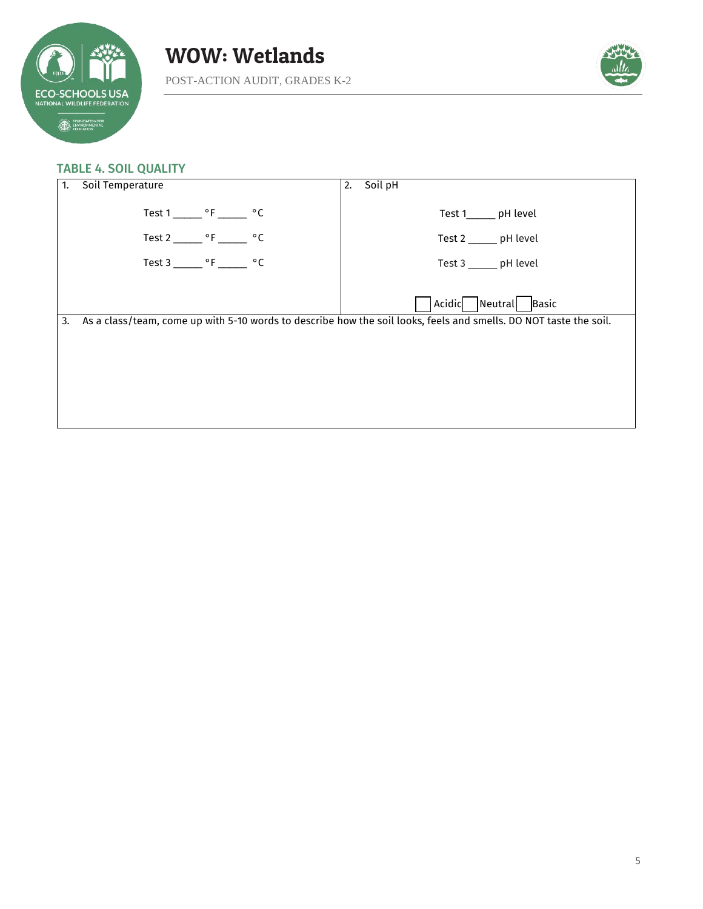### TABLE 4. SOIL QUALITY

| 1. Soil Temperature | 2. Soil pH |
|---|---|
| Test 1 _____ °F _____ °C<br>Test 2 _____ °F _____ °C<br>Test 3 _____ °F _____ °C | Test 1_____ pH level<br>Test 2 _____ pH level<br>Test 3 _____ pH level<br>☐ Acidic ☐ Neutral ☐ Basic |
| 3. As a class/team, come up with 5-10 words to describe how the soil looks, feels and smells. DO NOT taste the soil. | |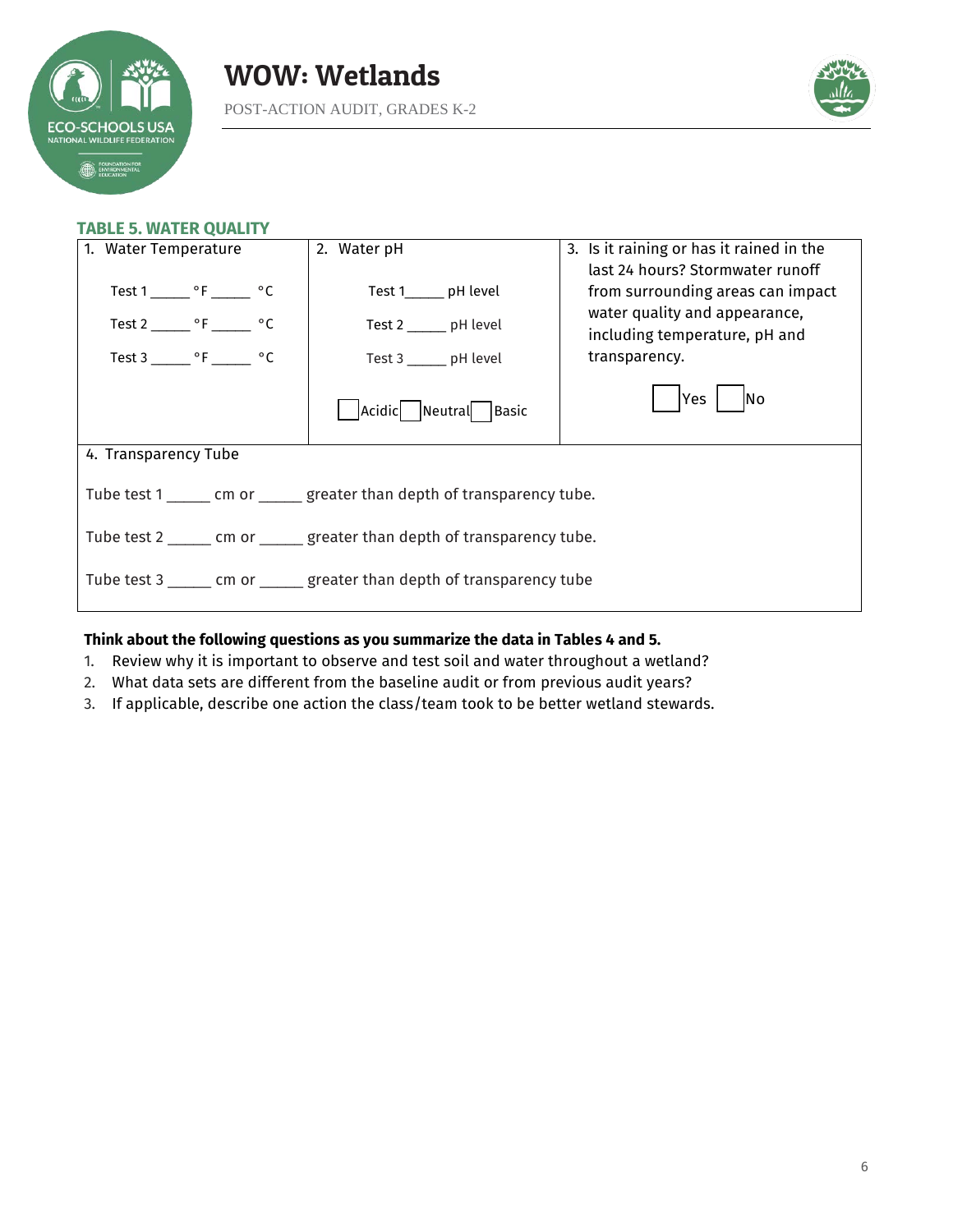### TABLE 5. WATER QUALITY

| 1. Water Temperature | 2. Water pH | 3. Is it raining or has it rained in the last 24 hours? Stormwater runoff from surrounding areas can impact water quality and appearance, including temperature, pH and transparency. |
|---|---|---|
| Test 1 _____ °F _____ °C<br>Test 2 _____ °F _____ °C<br>Test 3 _____ °F _____ °C | Test 1_____ pH level<br>Test 2 _____ pH level<br>Test 3 _____ pH level<br>☐ Acidic ☐ Neutral ☐ Basic | ☐ Yes ☐ No |
| 4. Transparency Tube<br>Tube test 1 _____ cm or _____ greater than depth of transparency tube.<br>Tube test 2 _____ cm or _____ greater than depth of transparency tube.<br>Tube test 3 _____ cm or _____ greater than depth of transparency tube | | |

**Think about the following questions as you summarize the data in Tables 4 and 5.**

1. Review why it is important to observe and test soil and water throughout a wetland?
2. What data sets are different from the baseline audit or from previous audit years?
3. If applicable, describe one action the class/team took to be better wetland stewards.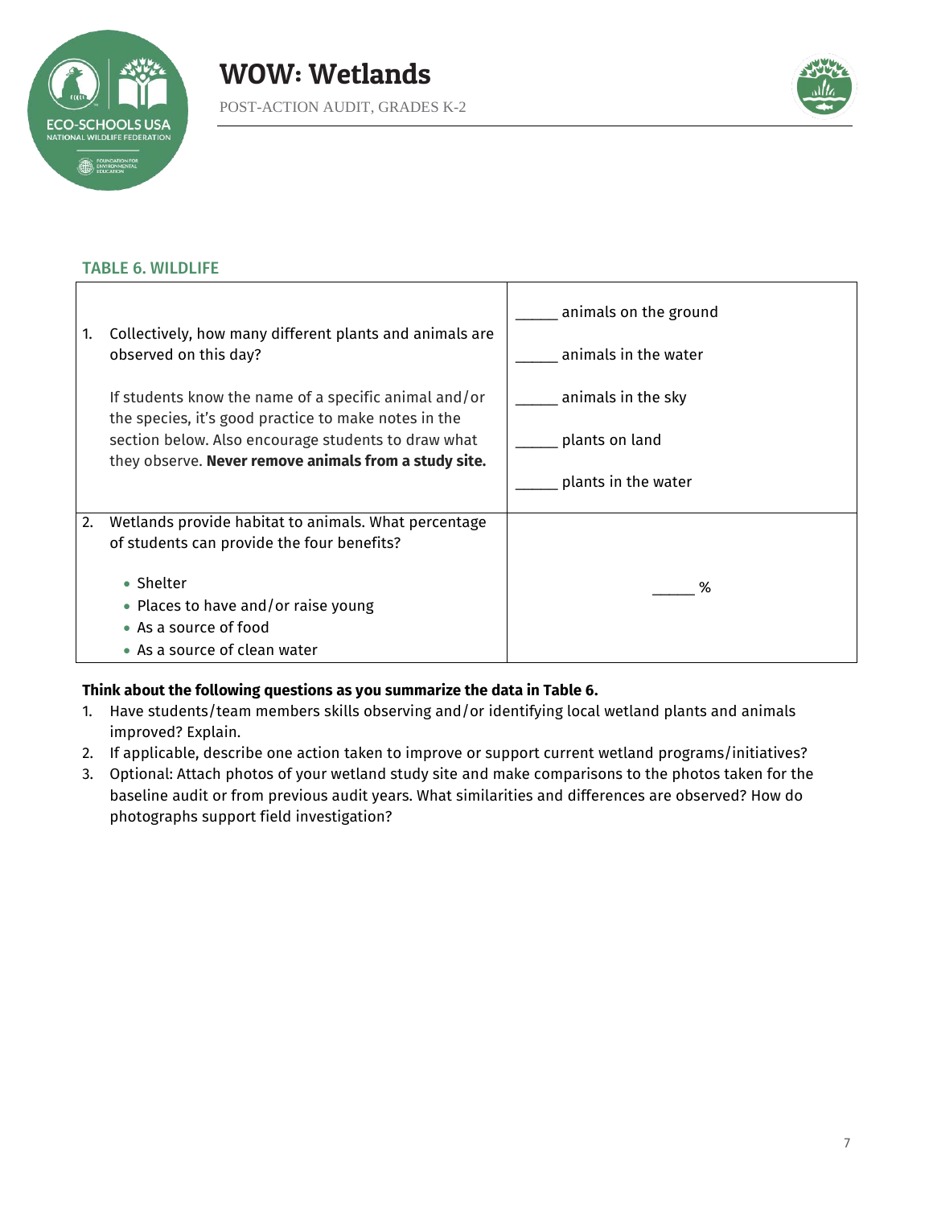## TABLE 6. WILDLIFE

| | |
|---|---|
| 1. Collectively, how many different plants and animals are observed on this day?<br><br>If students know the name of a specific animal and/or the species, it's good practice to make notes in the section below. Also encourage students to draw what they observe. **Never remove animals from a study site.** | _____ animals on the ground<br><br>_____ animals in the water<br><br>_____ animals in the sky<br><br>_____ plants on land<br><br>_____ plants in the water |
| 2. Wetlands provide habitat to animals. What percentage of students can provide the four benefits?<br><br>• Shelter<br>• Places to have and/or raise young<br>• As a source of food<br>• As a source of clean water | _____ % |

**Think about the following questions as you summarize the data in Table 6.**

1. Have students/team members skills observing and/or identifying local wetland plants and animals improved? Explain.
2. If applicable, describe one action taken to improve or support current wetland programs/initiatives?
3. Optional: Attach photos of your wetland study site and make comparisons to the photos taken for the baseline audit or from previous audit years. What similarities and differences are observed? How do photographs support field investigation?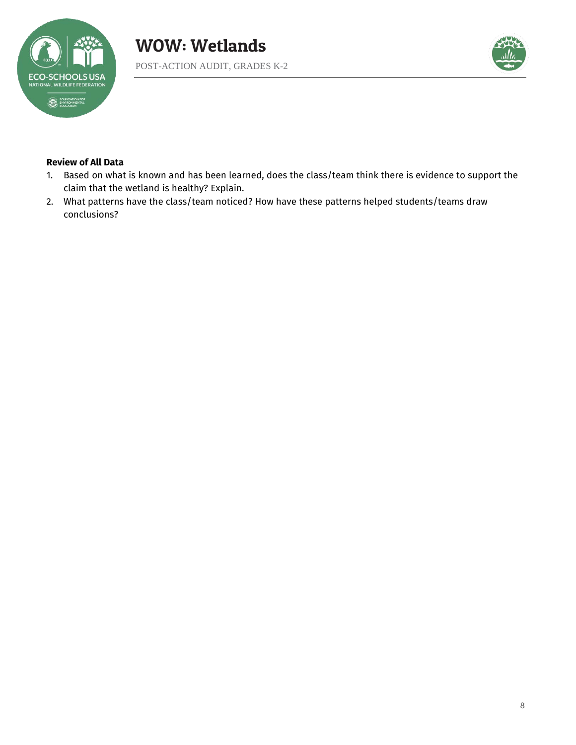**Review of All Data**

1. Based on what is known and has been learned, does the class/team think there is evidence to support the claim that the wetland is healthy? Explain.
2. What patterns have the class/team noticed? How have these patterns helped students/teams draw conclusions?